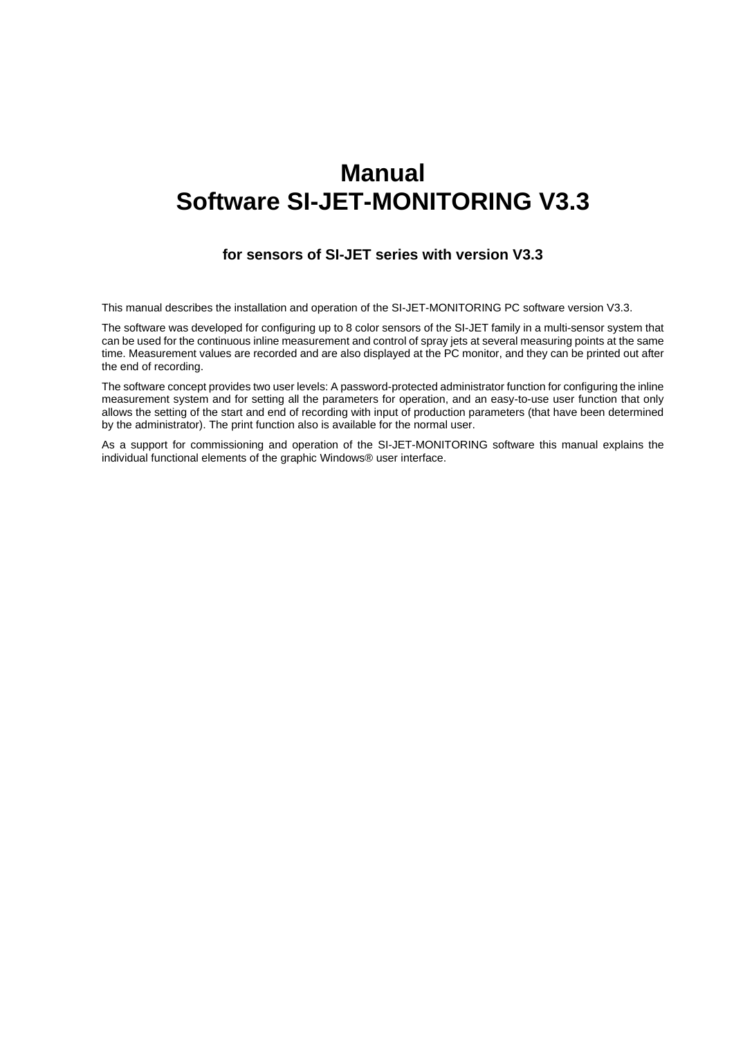# Manual
# Software SI-JET-MONITORING V3.3

### for sensors of SI-JET series with version V3.3

This manual describes the installation and operation of the SI-JET-MONITORING PC software version V3.3.

The software was developed for configuring up to 8 color sensors of the SI-JET family in a multi-sensor system that can be used for the continuous inline measurement and control of spray jets at several measuring points at the same time. Measurement values are recorded and are also displayed at the PC monitor, and they can be printed out after the end of recording.

The software concept provides two user levels: A password-protected administrator function for configuring the inline measurement system and for setting all the parameters for operation, and an easy-to-use user function that only allows the setting of the start and end of recording with input of production parameters (that have been determined by the administrator). The print function also is available for the normal user.

As a support for commissioning and operation of the SI-JET-MONITORING software this manual explains the individual functional elements of the graphic Windows® user interface.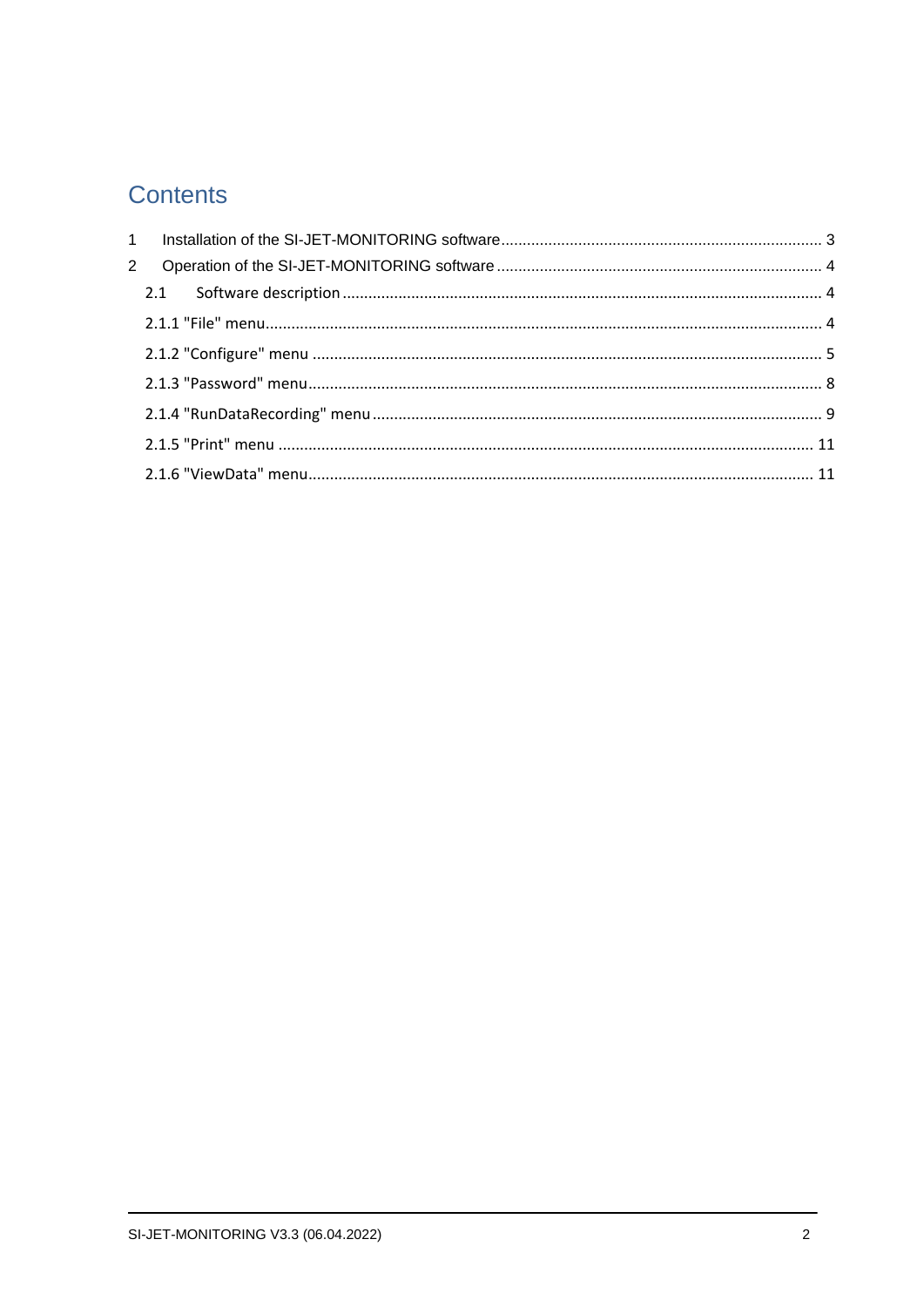# Contents

1 Installation of the SI-JET-MONITORING software ........ 3

2 Operation of the SI-JET-MONITORING software ........ 4

- 2.1 Software description ........ 4
- 2.1.1 "File" menu ........ 4
- 2.1.2 "Configure" menu ........ 5
- 2.1.3 "Password" menu ........ 8
- 2.1.4 "RunDataRecording" menu ........ 9
- 2.1.5 "Print" menu ........ 11
- 2.1.6 "ViewData" menu ........ 11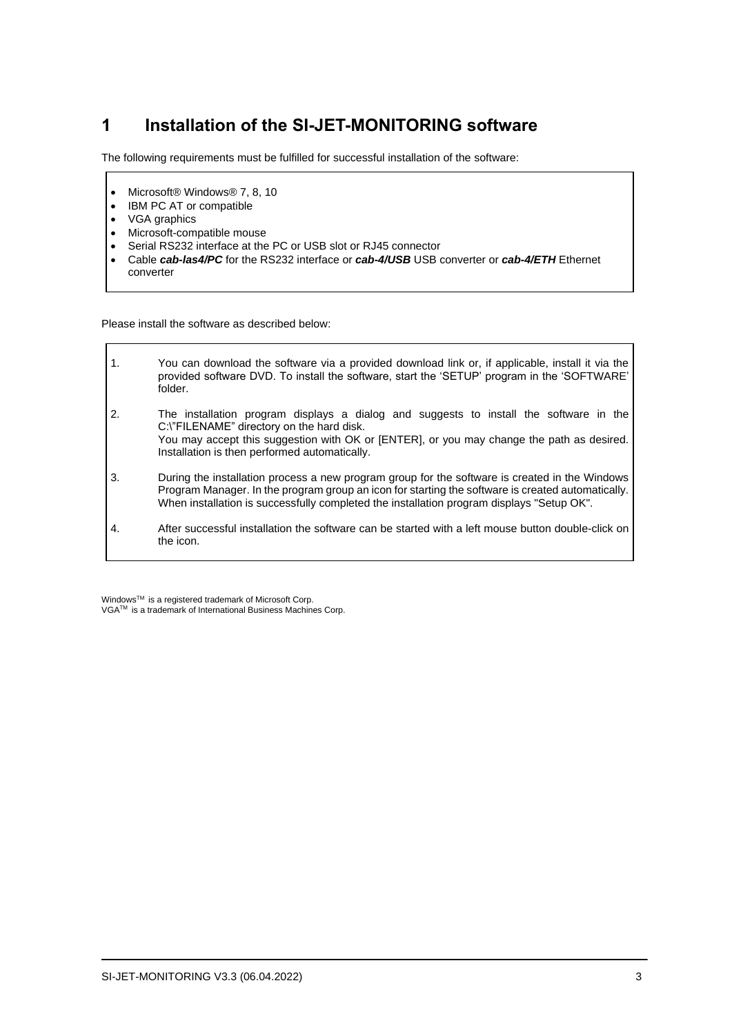# 1 Installation of the SI-JET-MONITORING software

The following requirements must be fulfilled for successful installation of the software:

- Microsoft® Windows® 7, 8, 10
- IBM PC AT or compatible
- VGA graphics
- Microsoft-compatible mouse
- Serial RS232 interface at the PC or USB slot or RJ45 connector
- Cable ***cab-las4/PC*** for the RS232 interface or ***cab-4/USB*** USB converter or ***cab-4/ETH*** Ethernet converter

Please install the software as described below:

1. You can download the software via a provided download link or, if applicable, install it via the provided software DVD. To install the software, start the 'SETUP' program in the 'SOFTWARE' folder.

2. The installation program displays a dialog and suggests to install the software in the C:\"FILENAME" directory on the hard disk.
   You may accept this suggestion with OK or [ENTER], or you may change the path as desired. Installation is then performed automatically.

3. During the installation process a new program group for the software is created in the Windows Program Manager. In the program group an icon for starting the software is created automatically. When installation is successfully completed the installation program displays "Setup OK".

4. After successful installation the software can be started with a left mouse button double-click on the icon.

Windows™ is a registered trademark of Microsoft Corp.
VGA™ is a trademark of International Business Machines Corp.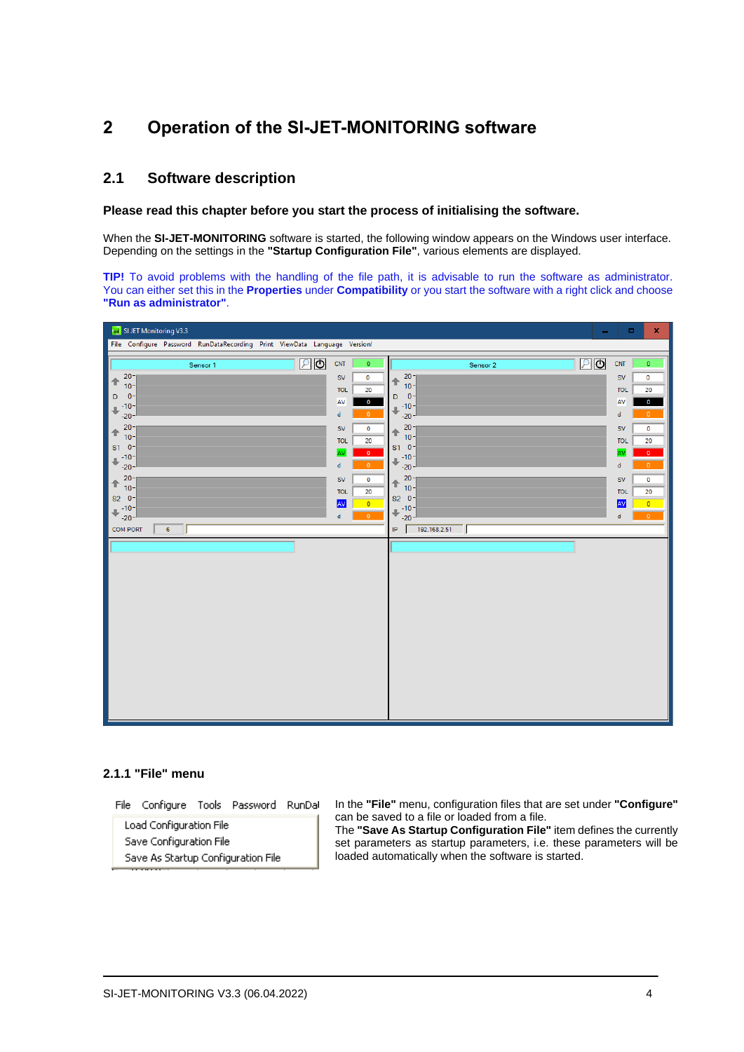# 2 Operation of the SI-JET-MONITORING software

## 2.1 Software description

**Please read this chapter before you start the process of initialising the software.**

When the **SI-JET-MONITORING** software is started, the following window appears on the Windows user interface. Depending on the settings in the **"Startup Configuration File"**, various elements are displayed.

**TIP!** To avoid problems with the handling of the file path, it is advisable to run the software as administrator. You can either set this in the **Properties** under **Compatibility** or you start the software with a right click and choose **"Run as administrator"**.

### 2.1.1 "File" menu

In the **"File"** menu, configuration files that are set under **"Configure"** can be saved to a file or loaded from a file.

The **"Save As Startup Configuration File"** item defines the currently set parameters as startup parameters, i.e. these parameters will be loaded automatically when the software is started.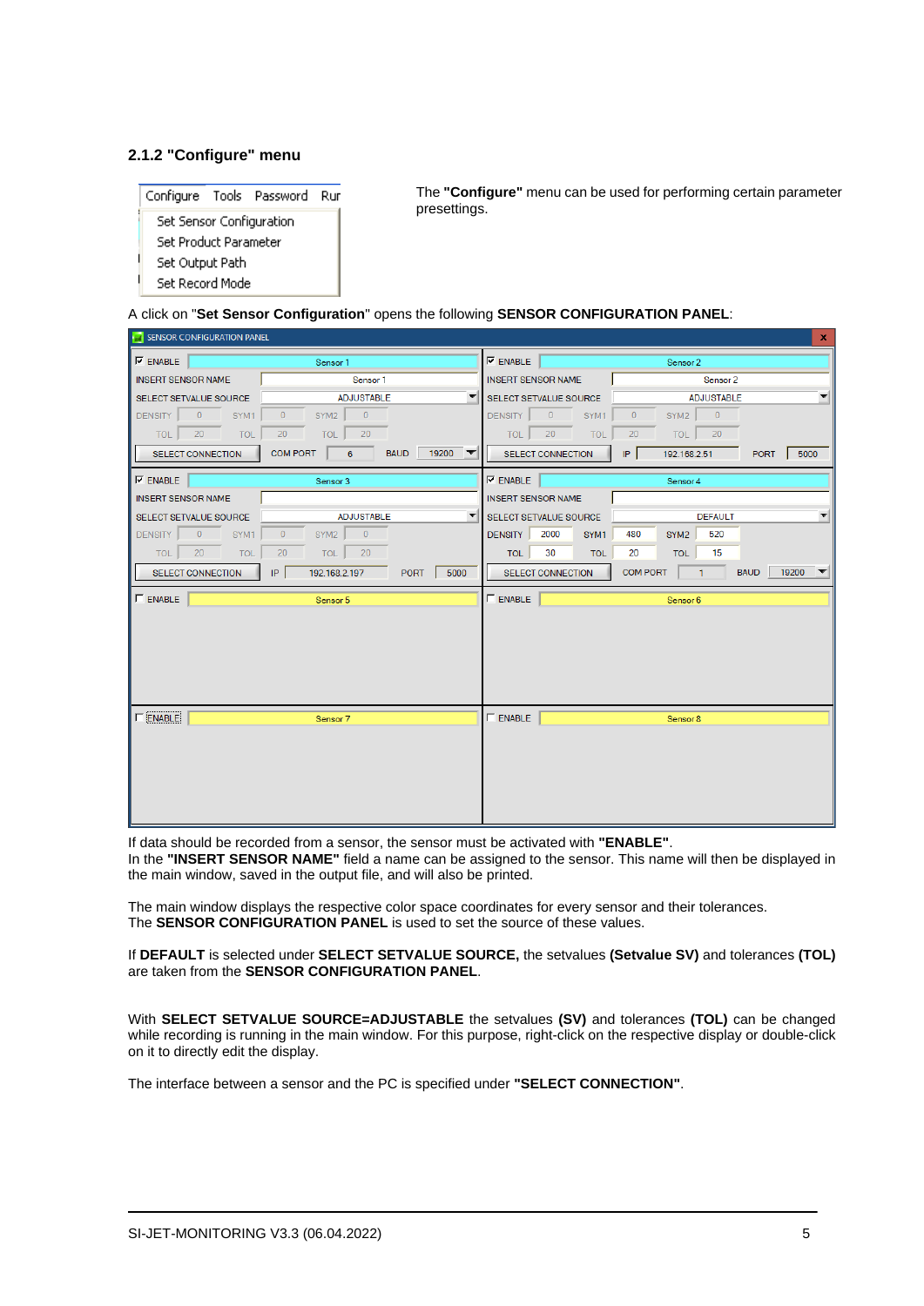### 2.1.2 "Configure" menu

The **"Configure"** menu can be used for performing certain parameter presettings.

A click on "**Set Sensor Configuration**" opens the following **SENSOR CONFIGURATION PANEL**:

If data should be recorded from a sensor, the sensor must be activated with **"ENABLE"**.
In the **"INSERT SENSOR NAME"** field a name can be assigned to the sensor. This name will then be displayed in the main window, saved in the output file, and will also be printed.

The main window displays the respective color space coordinates for every sensor and their tolerances.
The **SENSOR CONFIGURATION PANEL** is used to set the source of these values.

If **DEFAULT** is selected under **SELECT SETVALUE SOURCE,** the setvalues **(Setvalue SV)** and tolerances **(TOL)** are taken from the **SENSOR CONFIGURATION PANEL**.

With **SELECT SETVALUE SOURCE=ADJUSTABLE** the setvalues **(SV)** and tolerances **(TOL)** can be changed while recording is running in the main window. For this purpose, right-click on the respective display or double-click on it to directly edit the display.

The interface between a sensor and the PC is specified under **"SELECT CONNECTION"**.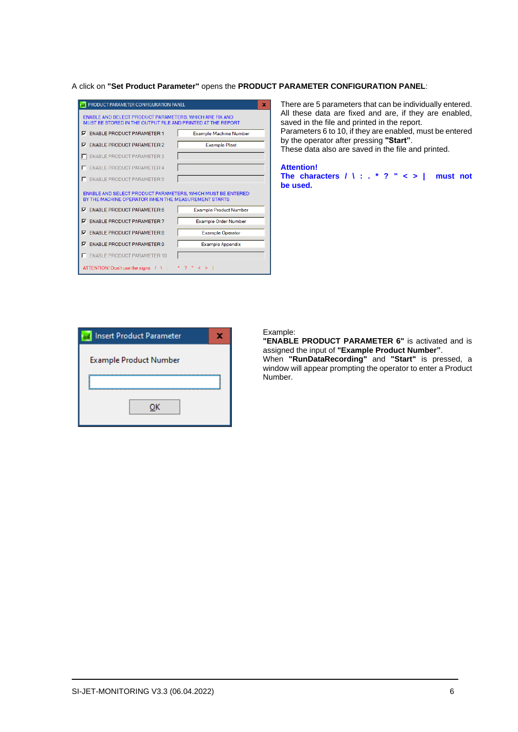A click on **"Set Product Parameter"** opens the **PRODUCT PARAMETER CONFIGURATION PANEL**:

There are 5 parameters that can be individually entered. All these data are fixed and are, if they are enabled, saved in the file and printed in the report.
Parameters 6 to 10, if they are enabled, must be entered by the operator after pressing **"Start"**.
These data also are saved in the file and printed.

**Attention!**
**The characters / \ : . * ? " < > | must not be used.**

Example:
**"ENABLE PRODUCT PARAMETER 6"** is activated and is assigned the input of **"Example Product Number"**.
When **"RunDataRecording"** and **"Start"** is pressed, a window will appear prompting the operator to enter a Product Number.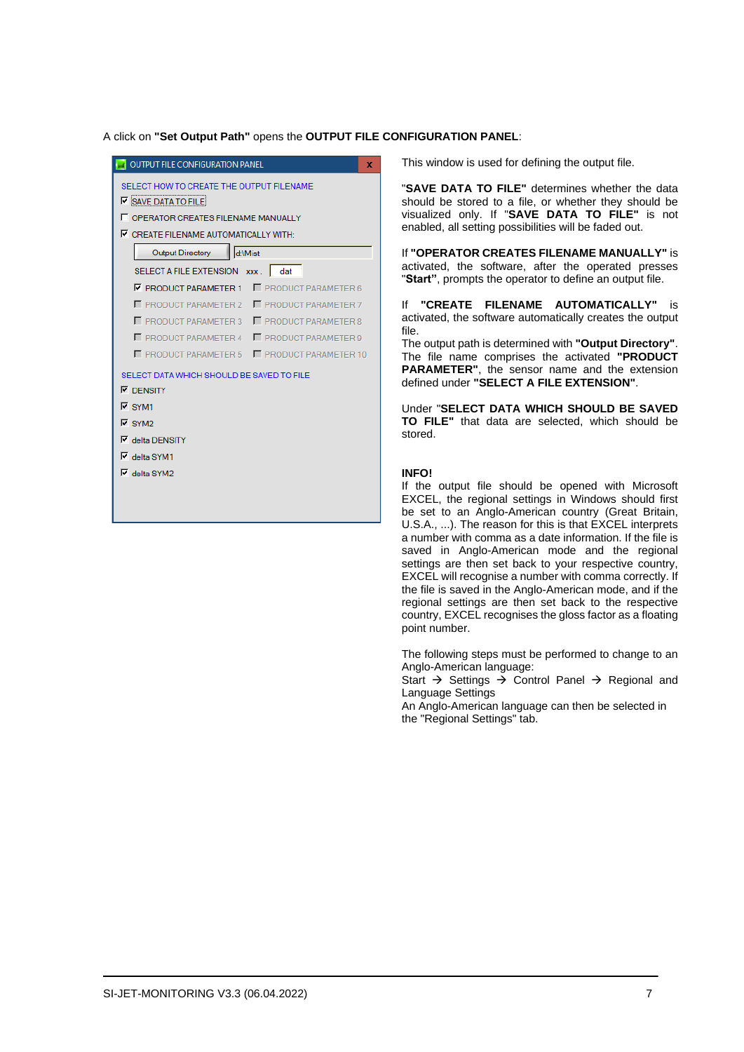A click on **"Set Output Path"** opens the **OUTPUT FILE CONFIGURATION PANEL**:

This window is used for defining the output file.

"**SAVE DATA TO FILE"** determines whether the data should be stored to a file, or whether they should be visualized only. If "**SAVE DATA TO FILE"** is not enabled, all setting possibilities will be faded out.

If **"OPERATOR CREATES FILENAME MANUALLY"** is activated, the software, after the operated presses "**Start"**, prompts the operator to define an output file.

If **"CREATE FILENAME AUTOMATICALLY"** is activated, the software automatically creates the output file.
The output path is determined with **"Output Directory"**. The file name comprises the activated **"PRODUCT PARAMETER"**, the sensor name and the extension defined under **"SELECT A FILE EXTENSION"**.

Under "**SELECT DATA WHICH SHOULD BE SAVED TO FILE"** that data are selected, which should be stored.

**INFO!**
If the output file should be opened with Microsoft EXCEL, the regional settings in Windows should first be set to an Anglo-American country (Great Britain, U.S.A., ...). The reason for this is that EXCEL interprets a number with comma as a date information. If the file is saved in Anglo-American mode and the regional settings are then set back to your respective country, EXCEL will recognise a number with comma correctly. If the file is saved in the Anglo-American mode, and if the regional settings are then set back to the respective country, EXCEL recognises the gloss factor as a floating point number.

The following steps must be performed to change to an Anglo-American language:
Start → Settings → Control Panel → Regional and Language Settings
An Anglo-American language can then be selected in the "Regional Settings" tab.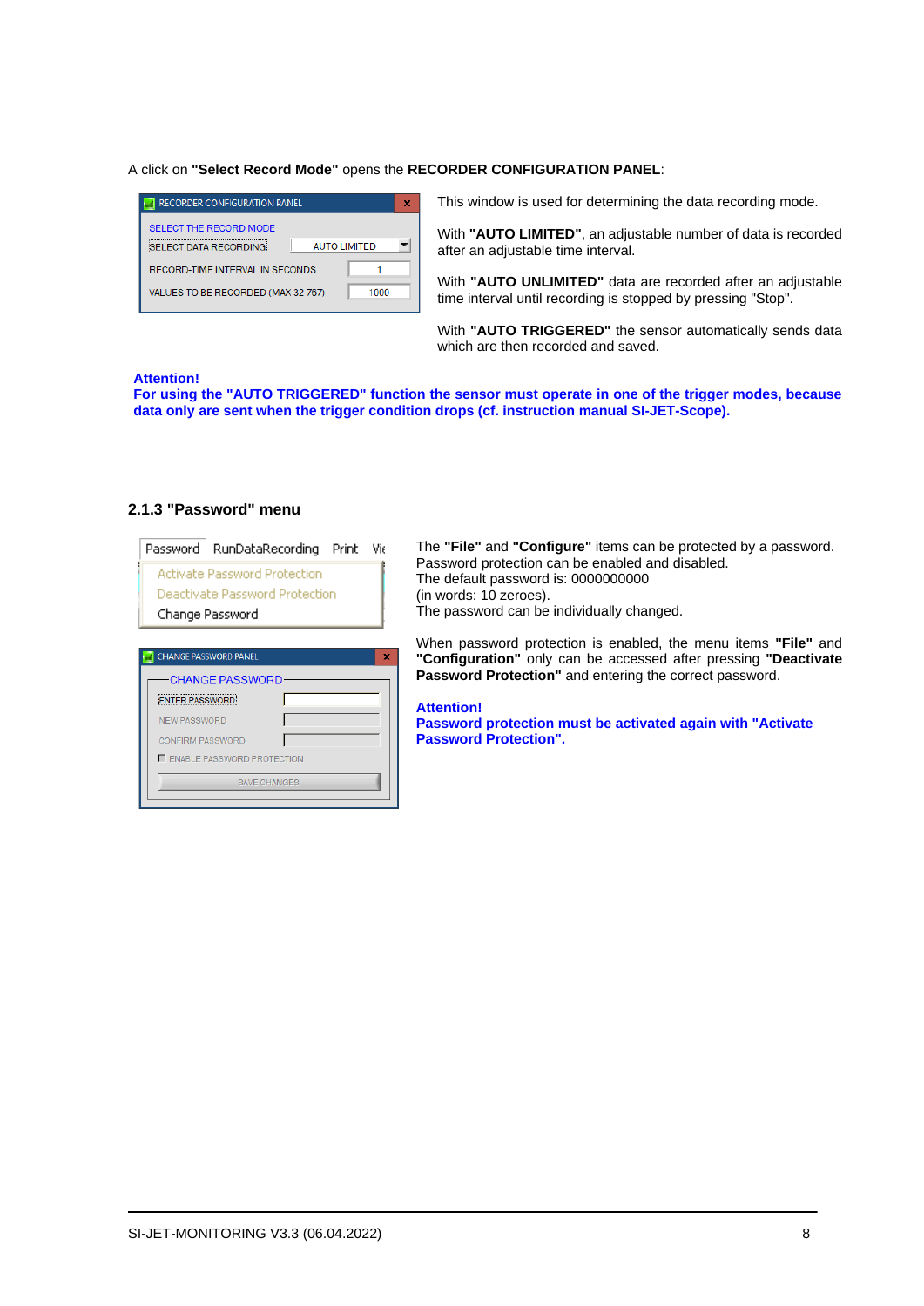A click on **"Select Record Mode"** opens the **RECORDER CONFIGURATION PANEL**:

This window is used for determining the data recording mode.

With **"AUTO LIMITED"**, an adjustable number of data is recorded after an adjustable time interval.

With **"AUTO UNLIMITED"** data are recorded after an adjustable time interval until recording is stopped by pressing "Stop".

With **"AUTO TRIGGERED"** the sensor automatically sends data which are then recorded and saved.

**Attention!**
**For using the "AUTO TRIGGERED" function the sensor must operate in one of the trigger modes, because data only are sent when the trigger condition drops (cf. instruction manual SI-JET-Scope).**

### 2.1.3 "Password" menu

The **"File"** and **"Configure"** items can be protected by a password.
Password protection can be enabled and disabled.
The default password is: 0000000000
(in words: 10 zeroes).
The password can be individually changed.

When password protection is enabled, the menu items **"File"** and **"Configuration"** only can be accessed after pressing **"Deactivate Password Protection"** and entering the correct password.

**Attention!**
**Password protection must be activated again with "Activate Password Protection".**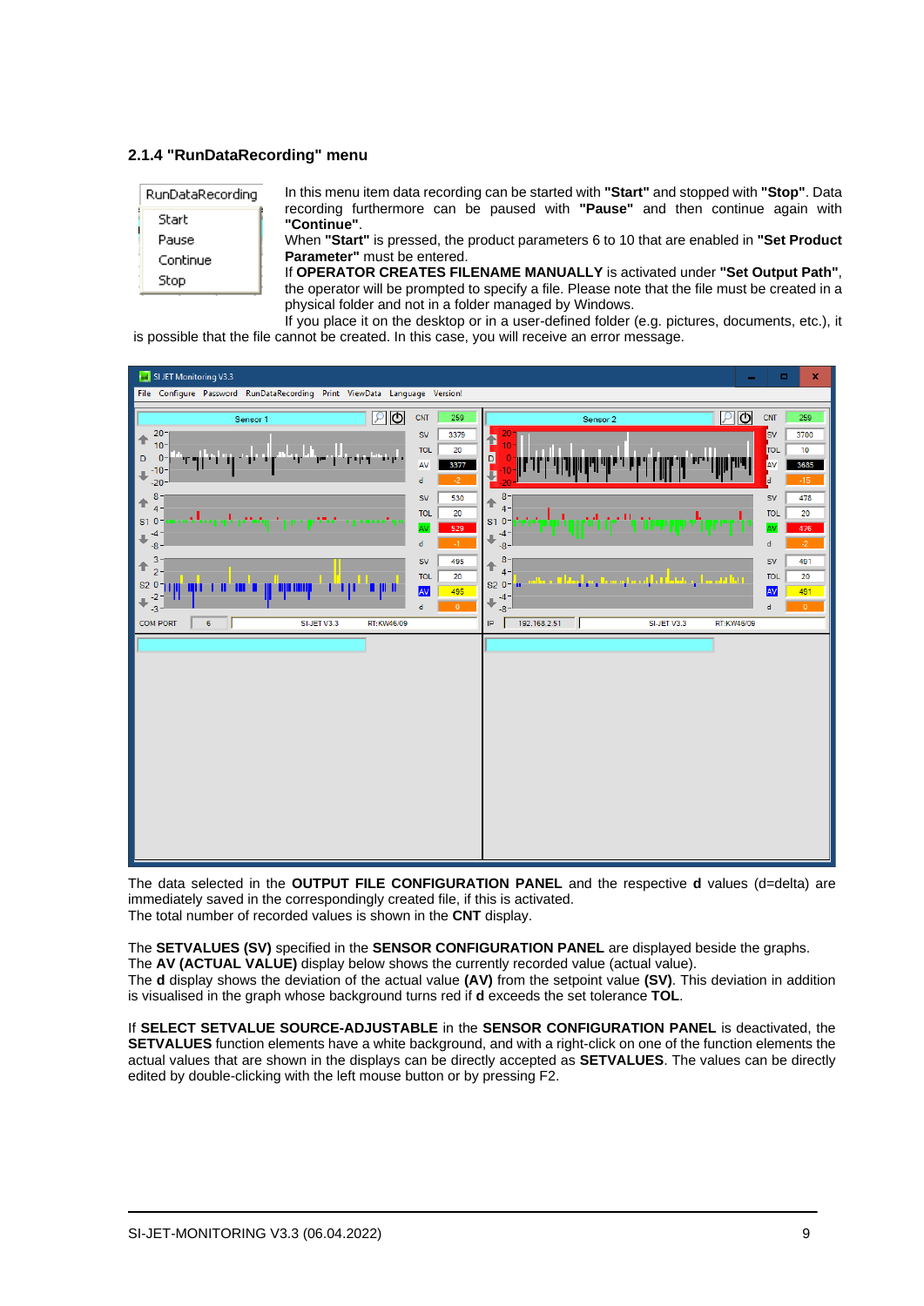### 2.1.4 "RunDataRecording" menu

In this menu item data recording can be started with **"Start"** and stopped with **"Stop"**. Data recording furthermore can be paused with **"Pause"** and then continue again with **"Continue"**.

When **"Start"** is pressed, the product parameters 6 to 10 that are enabled in **"Set Product Parameter"** must be entered.

If **OPERATOR CREATES FILENAME MANUALLY** is activated under **"Set Output Path"**, the operator will be prompted to specify a file. Please note that the file must be created in a physical folder and not in a folder managed by Windows.

If you place it on the desktop or in a user-defined folder (e.g. pictures, documents, etc.), it is possible that the file cannot be created. In this case, you will receive an error message.

The data selected in the **OUTPUT FILE CONFIGURATION PANEL** and the respective **d** values (d=delta) are immediately saved in the correspondingly created file, if this is activated.
The total number of recorded values is shown in the **CNT** display.

The **SETVALUES (SV)** specified in the **SENSOR CONFIGURATION PANEL** are displayed beside the graphs.
The **AV (ACTUAL VALUE)** display below shows the currently recorded value (actual value).
The **d** display shows the deviation of the actual value **(AV)** from the setpoint value **(SV)**. This deviation in addition is visualised in the graph whose background turns red if **d** exceeds the set tolerance **TOL**.

If **SELECT SETVALUE SOURCE-ADJUSTABLE** in the **SENSOR CONFIGURATION PANEL** is deactivated, the **SETVALUES** function elements have a white background, and with a right-click on one of the function elements the actual values that are shown in the displays can be directly accepted as **SETVALUES**. The values can be directly edited by double-clicking with the left mouse button or by pressing F2.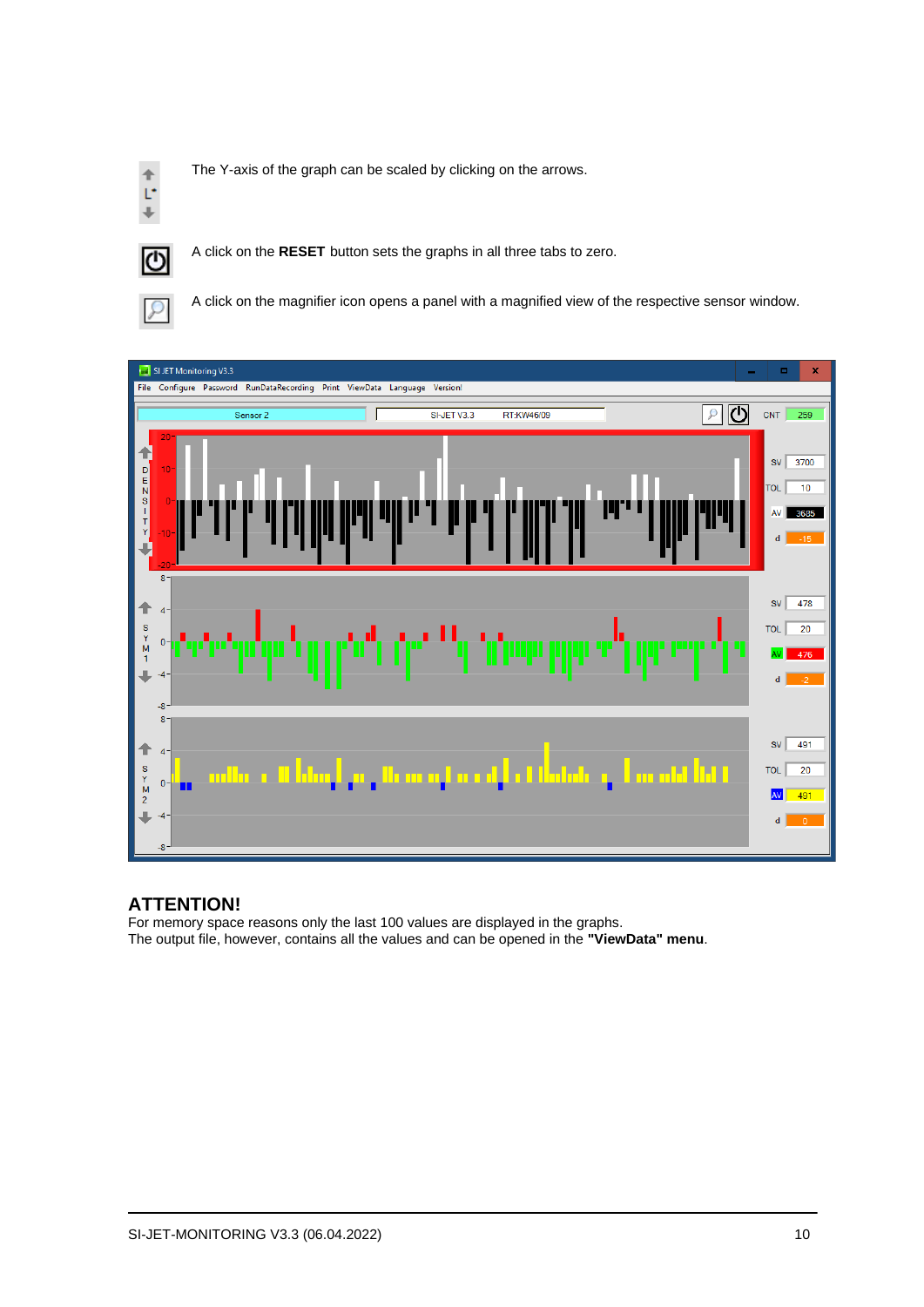The Y-axis of the graph can be scaled by clicking on the arrows.

A click on the **RESET** button sets the graphs in all three tabs to zero.

A click on the magnifier icon opens a panel with a magnified view of the respective sensor window.

## ATTENTION!

For memory space reasons only the last 100 values are displayed in the graphs.
The output file, however, contains all the values and can be opened in the **"ViewData" menu**.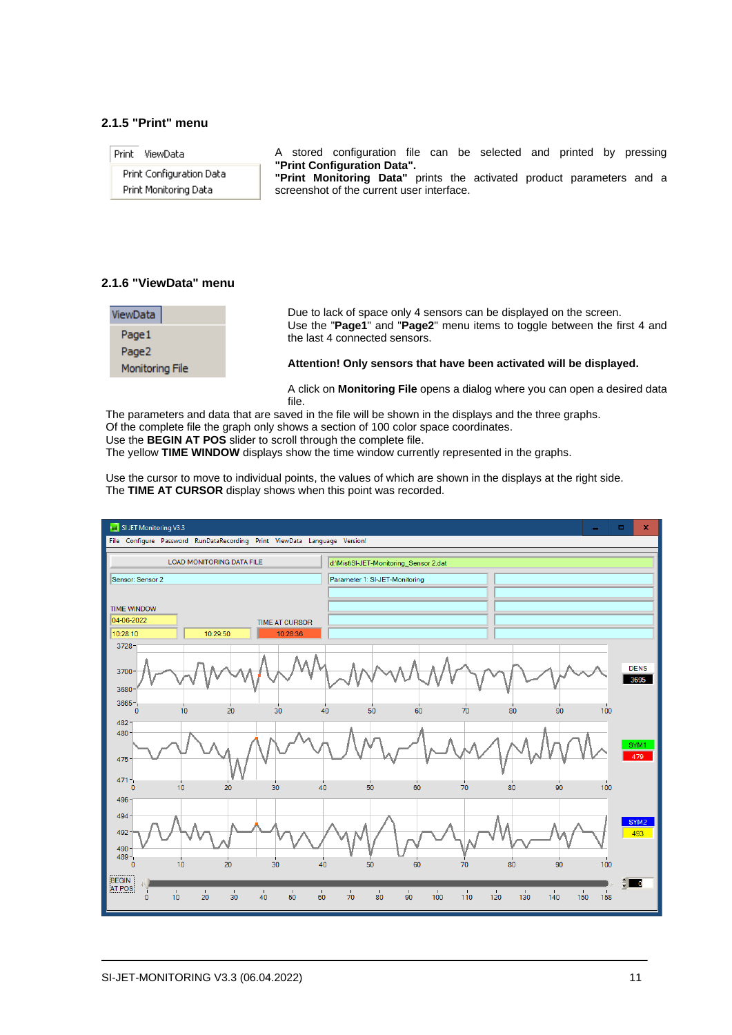### 2.1.5 "Print" menu

Print ViewData

Print Configuration Data

Print Monitoring Data

A stored configuration file can be selected and printed by pressing **"Print Configuration Data"**.
**"Print Monitoring Data"** prints the activated product parameters and a screenshot of the current user interface.

### 2.1.6 "ViewData" menu

ViewData

Page1

Page2

Monitoring File

Due to lack of space only 4 sensors can be displayed on the screen.
Use the "**Page1**" and "**Page2**" menu items to toggle between the first 4 and the last 4 connected sensors.

**Attention! Only sensors that have been activated will be displayed.**

A click on **Monitoring File** opens a dialog where you can open a desired data file.
The parameters and data that are saved in the file will be shown in the displays and the three graphs.
Of the complete file the graph only shows a section of 100 color space coordinates.
Use the **BEGIN AT POS** slider to scroll through the complete file.
The yellow **TIME WINDOW** displays show the time window currently represented in the graphs.

Use the cursor to move to individual points, the values of which are shown in the displays at the right side.
The **TIME AT CURSOR** display shows when this point was recorded.

SI-JET Monitoring V3.3

File Configure Password RunDataRecording Print ViewData Language Version!

LOAD MONITORING DATA FILE

d:\Misf\SI-JET-Monitoring_Sensor 2.dat

Sensor: Sensor 2

Parameter 1: SI-JET-Monitoring

TIME WINDOW

04-06-2022

10:28:10

10:29:50

TIME AT CURSOR

10:28:36

3728
3700
3680
3665
0 10 20 30 40 50 60 70 80 90 100

DENS
3695

482
480
475
471
0 10 20 30 40 50 60 70 80 90 100

SYM1
479

496
494
492
490
489
0 10 20 30 40 50 60 70 80 90 100

SYM2
493

BEGIN AT POS
0 10 20 30 40 50 60 70 80 90 100 110 120 130 140 150 158

0